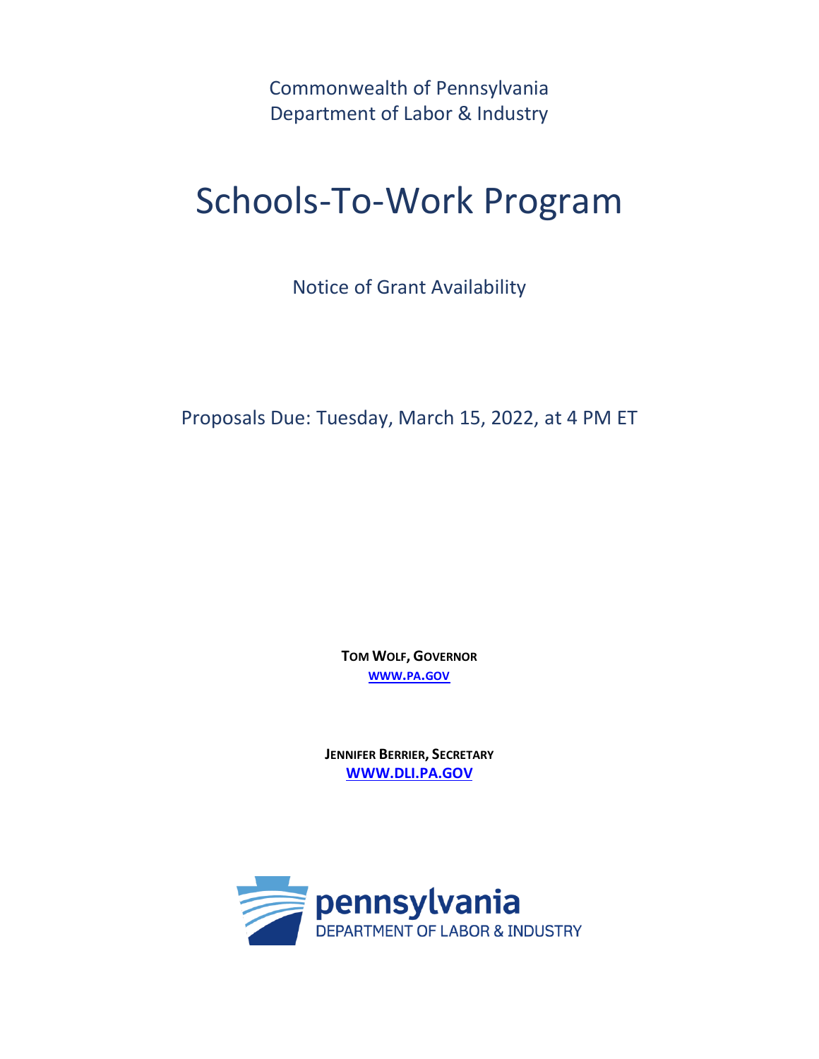Commonwealth of Pennsylvania
Department of Labor & Industry

# Schools-To-Work Program

Notice of Grant Availability

Proposals Due: Tuesday, March 15, 2022, at 4 PM ET

**TOM WOLF, GOVERNOR**
**WWW.PA.GOV**

**JENNIFER BERRIER, SECRETARY**
**WWW.DLI.PA.GOV**

pennsylvania
DEPARTMENT OF LABOR & INDUSTRY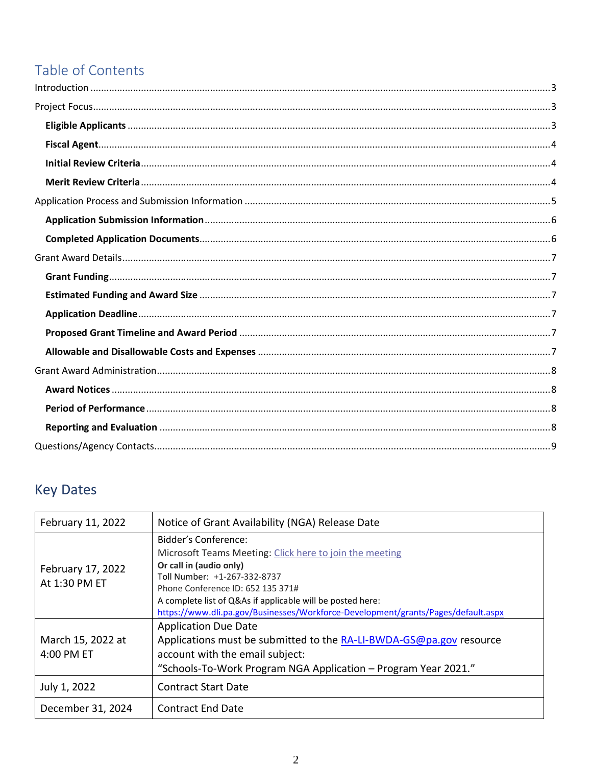## Table of Contents

Introduction ..... 3

Project Focus ..... 3

- **Eligible Applicants** ..... 3
- **Fiscal Agent** ..... 4
- **Initial Review Criteria** ..... 4
- **Merit Review Criteria** ..... 4

Application Process and Submission Information ..... 5

- **Application Submission Information** ..... 6
- **Completed Application Documents** ..... 6

Grant Award Details ..... 7

- **Grant Funding** ..... 7
- **Estimated Funding and Award Size** ..... 7
- **Application Deadline** ..... 7
- **Proposed Grant Timeline and Award Period** ..... 7
- **Allowable and Disallowable Costs and Expenses** ..... 7

Grant Award Administration ..... 8

- **Award Notices** ..... 8
- **Period of Performance** ..... 8
- **Reporting and Evaluation** ..... 8

Questions/Agency Contacts ..... 9

## Key Dates

| | |
|---|---|
| February 11, 2022 | Notice of Grant Availability (NGA) Release Date |
| February 17, 2022 At 1:30 PM ET | Bidder's Conference:<br>Microsoft Teams Meeting: Click here to join the meeting<br>**Or call in (audio only)**<br>Toll Number: +1-267-332-8737<br>Phone Conference ID: 652 135 371#<br>A complete list of Q&As if applicable will be posted here:<br>https://www.dli.pa.gov/Businesses/Workforce-Development/grants/Pages/default.aspx |
| March 15, 2022 at 4:00 PM ET | Application Due Date<br>Applications must be submitted to the RA-LI-BWDA-GS@pa.gov resource account with the email subject:<br>"Schools-To-Work Program NGA Application – Program Year 2021." |
| July 1, 2022 | Contract Start Date |
| December 31, 2024 | Contract End Date |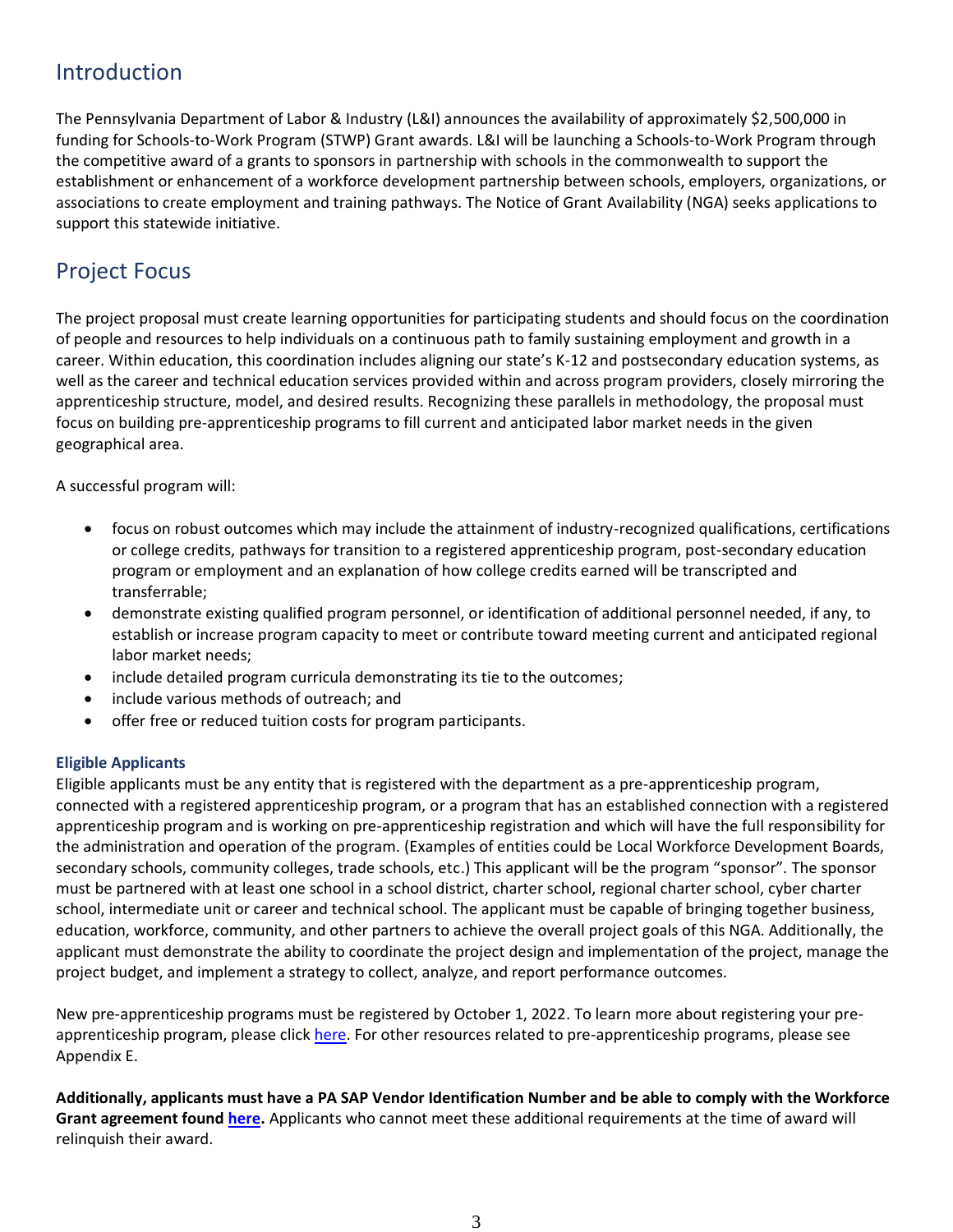## Introduction

The Pennsylvania Department of Labor & Industry (L&I) announces the availability of approximately $2,500,000 in funding for Schools-to-Work Program (STWP) Grant awards. L&I will be launching a Schools-to-Work Program through the competitive award of a grants to sponsors in partnership with schools in the commonwealth to support the establishment or enhancement of a workforce development partnership between schools, employers, organizations, or associations to create employment and training pathways. The Notice of Grant Availability (NGA) seeks applications to support this statewide initiative.

## Project Focus

The project proposal must create learning opportunities for participating students and should focus on the coordination of people and resources to help individuals on a continuous path to family sustaining employment and growth in a career. Within education, this coordination includes aligning our state's K-12 and postsecondary education systems, as well as the career and technical education services provided within and across program providers, closely mirroring the apprenticeship structure, model, and desired results. Recognizing these parallels in methodology, the proposal must focus on building pre-apprenticeship programs to fill current and anticipated labor market needs in the given geographical area.

A successful program will:

- focus on robust outcomes which may include the attainment of industry-recognized qualifications, certifications or college credits, pathways for transition to a registered apprenticeship program, post-secondary education program or employment and an explanation of how college credits earned will be transcripted and transferrable;
- demonstrate existing qualified program personnel, or identification of additional personnel needed, if any, to establish or increase program capacity to meet or contribute toward meeting current and anticipated regional labor market needs;
- include detailed program curricula demonstrating its tie to the outcomes;
- include various methods of outreach; and
- offer free or reduced tuition costs for program participants.

### Eligible Applicants

Eligible applicants must be any entity that is registered with the department as a pre-apprenticeship program, connected with a registered apprenticeship program, or a program that has an established connection with a registered apprenticeship program and is working on pre-apprenticeship registration and which will have the full responsibility for the administration and operation of the program. (Examples of entities could be Local Workforce Development Boards, secondary schools, community colleges, trade schools, etc.) This applicant will be the program "sponsor". The sponsor must be partnered with at least one school in a school district, charter school, regional charter school, cyber charter school, intermediate unit or career and technical school. The applicant must be capable of bringing together business, education, workforce, community, and other partners to achieve the overall project goals of this NGA. Additionally, the applicant must demonstrate the ability to coordinate the project design and implementation of the project, manage the project budget, and implement a strategy to collect, analyze, and report performance outcomes.

New pre-apprenticeship programs must be registered by October 1, 2022. To learn more about registering your pre-apprenticeship program, please click here. For other resources related to pre-apprenticeship programs, please see Appendix E.

**Additionally, applicants must have a PA SAP Vendor Identification Number and be able to comply with the Workforce Grant agreement found here.** Applicants who cannot meet these additional requirements at the time of award will relinquish their award.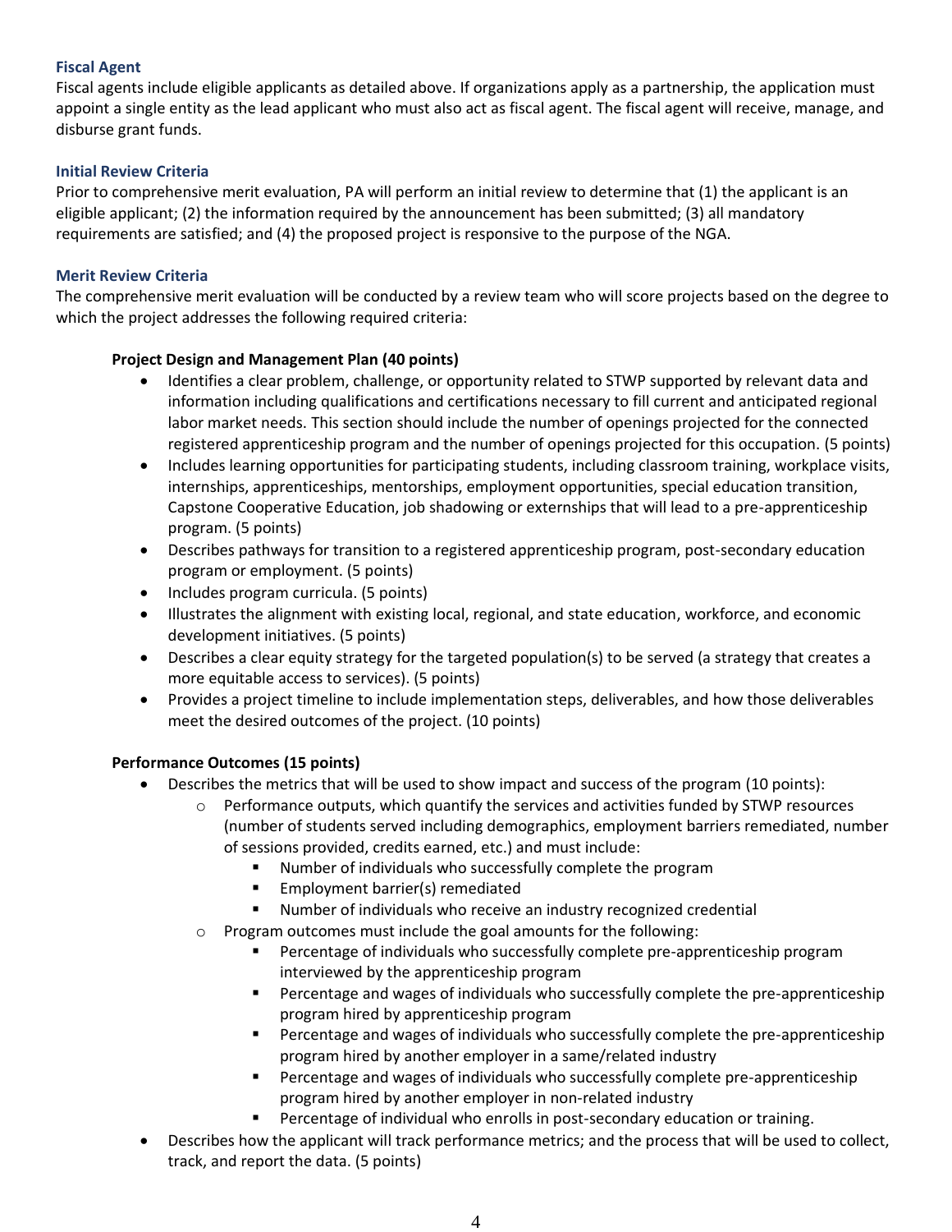### Fiscal Agent

Fiscal agents include eligible applicants as detailed above. If organizations apply as a partnership, the application must appoint a single entity as the lead applicant who must also act as fiscal agent. The fiscal agent will receive, manage, and disburse grant funds.

### Initial Review Criteria

Prior to comprehensive merit evaluation, PA will perform an initial review to determine that (1) the applicant is an eligible applicant; (2) the information required by the announcement has been submitted; (3) all mandatory requirements are satisfied; and (4) the proposed project is responsive to the purpose of the NGA.

### Merit Review Criteria

The comprehensive merit evaluation will be conducted by a review team who will score projects based on the degree to which the project addresses the following required criteria:

**Project Design and Management Plan (40 points)**

- Identifies a clear problem, challenge, or opportunity related to STWP supported by relevant data and information including qualifications and certifications necessary to fill current and anticipated regional labor market needs. This section should include the number of openings projected for the connected registered apprenticeship program and the number of openings projected for this occupation. (5 points)
- Includes learning opportunities for participating students, including classroom training, workplace visits, internships, apprenticeships, mentorships, employment opportunities, special education transition, Capstone Cooperative Education, job shadowing or externships that will lead to a pre-apprenticeship program. (5 points)
- Describes pathways for transition to a registered apprenticeship program, post-secondary education program or employment. (5 points)
- Includes program curricula. (5 points)
- Illustrates the alignment with existing local, regional, and state education, workforce, and economic development initiatives. (5 points)
- Describes a clear equity strategy for the targeted population(s) to be served (a strategy that creates a more equitable access to services). (5 points)
- Provides a project timeline to include implementation steps, deliverables, and how those deliverables meet the desired outcomes of the project. (10 points)

**Performance Outcomes (15 points)**

- Describes the metrics that will be used to show impact and success of the program (10 points):
  - Performance outputs, which quantify the services and activities funded by STWP resources (number of students served including demographics, employment barriers remediated, number of sessions provided, credits earned, etc.) and must include:
    - Number of individuals who successfully complete the program
    - Employment barrier(s) remediated
    - Number of individuals who receive an industry recognized credential
  - Program outcomes must include the goal amounts for the following:
    - Percentage of individuals who successfully complete pre-apprenticeship program interviewed by the apprenticeship program
    - Percentage and wages of individuals who successfully complete the pre-apprenticeship program hired by apprenticeship program
    - Percentage and wages of individuals who successfully complete the pre-apprenticeship program hired by another employer in a same/related industry
    - Percentage and wages of individuals who successfully complete pre-apprenticeship program hired by another employer in non-related industry
    - Percentage of individual who enrolls in post-secondary education or training.
- Describes how the applicant will track performance metrics; and the process that will be used to collect, track, and report the data. (5 points)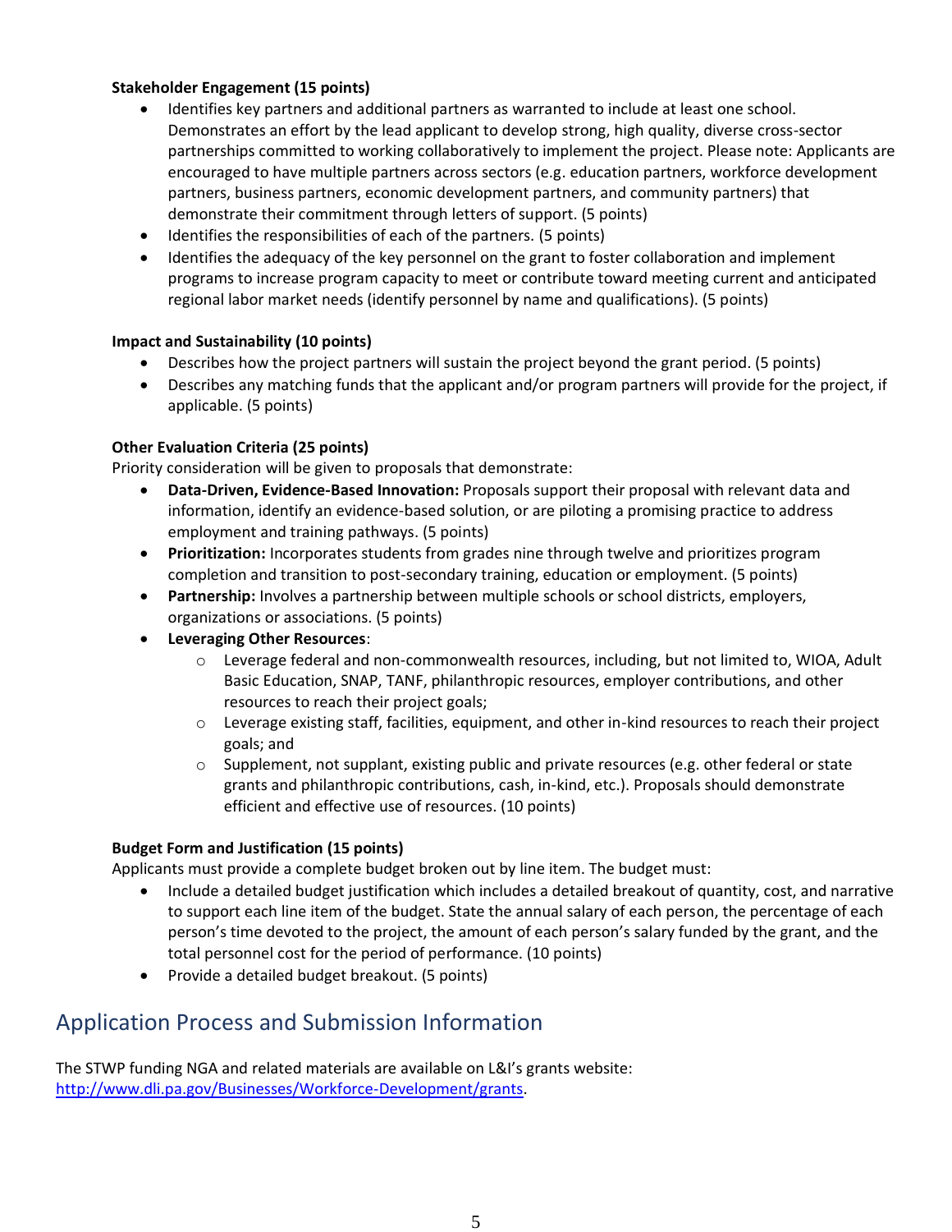**Stakeholder Engagement (15 points)**

- Identifies key partners and additional partners as warranted to include at least one school. Demonstrates an effort by the lead applicant to develop strong, high quality, diverse cross-sector partnerships committed to working collaboratively to implement the project. Please note: Applicants are encouraged to have multiple partners across sectors (e.g. education partners, workforce development partners, business partners, economic development partners, and community partners) that demonstrate their commitment through letters of support. (5 points)
- Identifies the responsibilities of each of the partners. (5 points)
- Identifies the adequacy of the key personnel on the grant to foster collaboration and implement programs to increase program capacity to meet or contribute toward meeting current and anticipated regional labor market needs (identify personnel by name and qualifications). (5 points)

**Impact and Sustainability (10 points)**

- Describes how the project partners will sustain the project beyond the grant period. (5 points)
- Describes any matching funds that the applicant and/or program partners will provide for the project, if applicable. (5 points)

**Other Evaluation Criteria (25 points)**

Priority consideration will be given to proposals that demonstrate:

- **Data-Driven, Evidence-Based Innovation:** Proposals support their proposal with relevant data and information, identify an evidence-based solution, or are piloting a promising practice to address employment and training pathways. (5 points)
- **Prioritization:** Incorporates students from grades nine through twelve and prioritizes program completion and transition to post-secondary training, education or employment. (5 points)
- **Partnership:** Involves a partnership between multiple schools or school districts, employers, organizations or associations. (5 points)
- **Leveraging Other Resources**:
    - Leverage federal and non-commonwealth resources, including, but not limited to, WIOA, Adult Basic Education, SNAP, TANF, philanthropic resources, employer contributions, and other resources to reach their project goals;
    - Leverage existing staff, facilities, equipment, and other in-kind resources to reach their project goals; and
    - Supplement, not supplant, existing public and private resources (e.g. other federal or state grants and philanthropic contributions, cash, in-kind, etc.). Proposals should demonstrate efficient and effective use of resources. (10 points)

**Budget Form and Justification (15 points)**

Applicants must provide a complete budget broken out by line item. The budget must:

- Include a detailed budget justification which includes a detailed breakout of quantity, cost, and narrative to support each line item of the budget. State the annual salary of each person, the percentage of each person's time devoted to the project, the amount of each person's salary funded by the grant, and the total personnel cost for the period of performance. (10 points)
- Provide a detailed budget breakout. (5 points)

## Application Process and Submission Information

The STWP funding NGA and related materials are available on L&I's grants website: [http://www.dli.pa.gov/Businesses/Workforce-Development/grants](http://www.dli.pa.gov/Businesses/Workforce-Development/grants).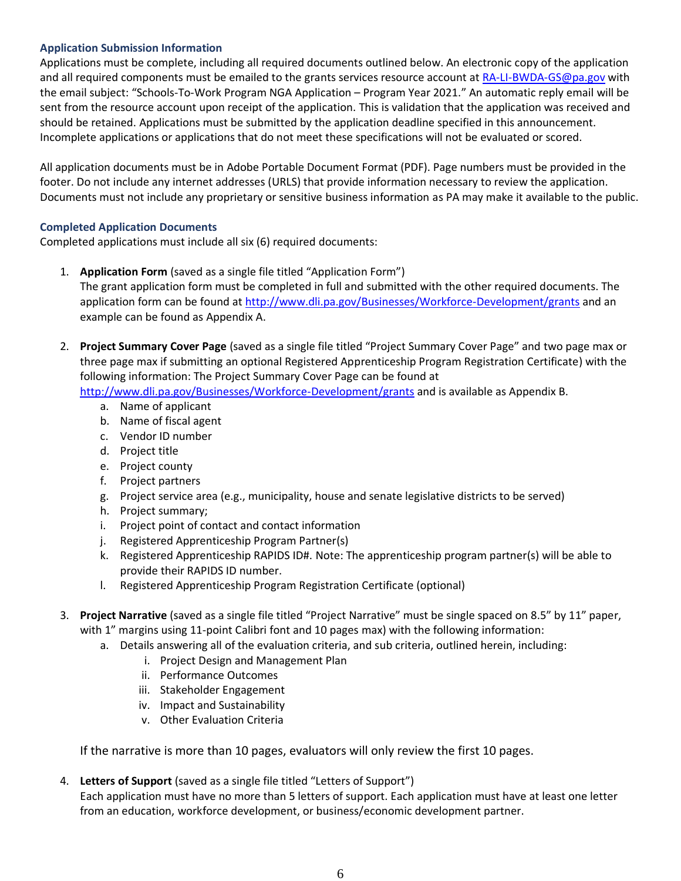### Application Submission Information

Applications must be complete, including all required documents outlined below. An electronic copy of the application and all required components must be emailed to the grants services resource account at RA-LI-BWDA-GS@pa.gov with the email subject: "Schools-To-Work Program NGA Application – Program Year 2021." An automatic reply email will be sent from the resource account upon receipt of the application. This is validation that the application was received and should be retained. Applications must be submitted by the application deadline specified in this announcement. Incomplete applications or applications that do not meet these specifications will not be evaluated or scored.

All application documents must be in Adobe Portable Document Format (PDF). Page numbers must be provided in the footer. Do not include any internet addresses (URLS) that provide information necessary to review the application. Documents must not include any proprietary or sensitive business information as PA may make it available to the public.

### Completed Application Documents

Completed applications must include all six (6) required documents:

1. **Application Form** (saved as a single file titled "Application Form")
   The grant application form must be completed in full and submitted with the other required documents. The application form can be found at http://www.dli.pa.gov/Businesses/Workforce-Development/grants and an example can be found as Appendix A.

2. **Project Summary Cover Page** (saved as a single file titled "Project Summary Cover Page" and two page max or three page max if submitting an optional Registered Apprenticeship Program Registration Certificate) with the following information: The Project Summary Cover Page can be found at http://www.dli.pa.gov/Businesses/Workforce-Development/grants and is available as Appendix B.
   a. Name of applicant
   b. Name of fiscal agent
   c. Vendor ID number
   d. Project title
   e. Project county
   f. Project partners
   g. Project service area (e.g., municipality, house and senate legislative districts to be served)
   h. Project summary;
   i. Project point of contact and contact information
   j. Registered Apprenticeship Program Partner(s)
   k. Registered Apprenticeship RAPIDS ID#. Note: The apprenticeship program partner(s) will be able to provide their RAPIDS ID number.
   l. Registered Apprenticeship Program Registration Certificate (optional)

3. **Project Narrative** (saved as a single file titled "Project Narrative" must be single spaced on 8.5" by 11" paper, with 1" margins using 11-point Calibri font and 10 pages max) with the following information:
   a. Details answering all of the evaluation criteria, and sub criteria, outlined herein, including:
      i. Project Design and Management Plan
      ii. Performance Outcomes
      iii. Stakeholder Engagement
      iv. Impact and Sustainability
      v. Other Evaluation Criteria

   If the narrative is more than 10 pages, evaluators will only review the first 10 pages.

4. **Letters of Support** (saved as a single file titled "Letters of Support")
   Each application must have no more than 5 letters of support. Each application must have at least one letter from an education, workforce development, or business/economic development partner.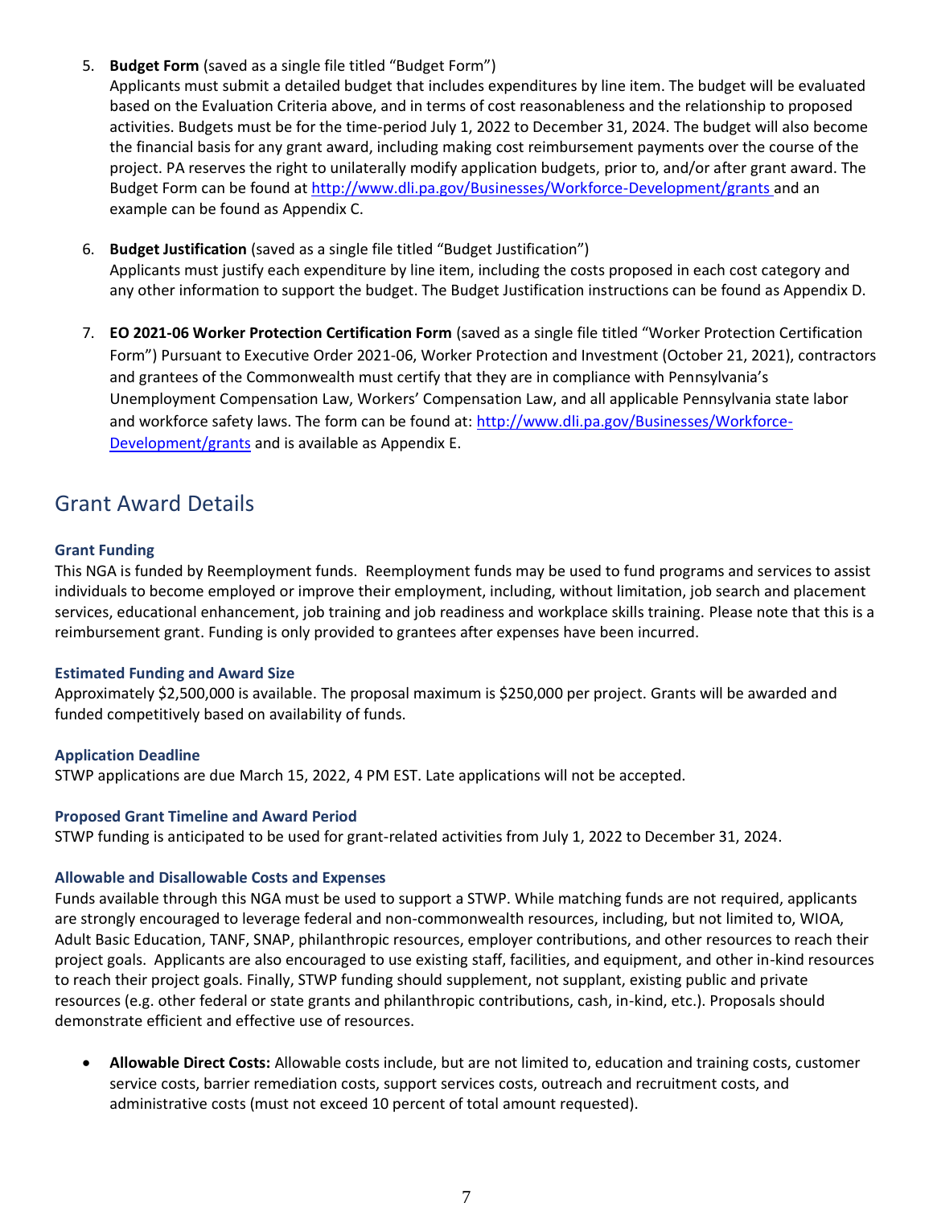5. **Budget Form** (saved as a single file titled "Budget Form")
   Applicants must submit a detailed budget that includes expenditures by line item. The budget will be evaluated based on the Evaluation Criteria above, and in terms of cost reasonableness and the relationship to proposed activities. Budgets must be for the time-period July 1, 2022 to December 31, 2024. The budget will also become the financial basis for any grant award, including making cost reimbursement payments over the course of the project. PA reserves the right to unilaterally modify application budgets, prior to, and/or after grant award. The Budget Form can be found at http://www.dli.pa.gov/Businesses/Workforce-Development/grants and an example can be found as Appendix C.

6. **Budget Justification** (saved as a single file titled "Budget Justification")
   Applicants must justify each expenditure by line item, including the costs proposed in each cost category and any other information to support the budget. The Budget Justification instructions can be found as Appendix D.

7. **EO 2021-06 Worker Protection Certification Form** (saved as a single file titled "Worker Protection Certification Form") Pursuant to Executive Order 2021-06, Worker Protection and Investment (October 21, 2021), contractors and grantees of the Commonwealth must certify that they are in compliance with Pennsylvania's Unemployment Compensation Law, Workers' Compensation Law, and all applicable Pennsylvania state labor and workforce safety laws. The form can be found at: http://www.dli.pa.gov/Businesses/Workforce-Development/grants and is available as Appendix E.

## Grant Award Details

### Grant Funding

This NGA is funded by Reemployment funds. Reemployment funds may be used to fund programs and services to assist individuals to become employed or improve their employment, including, without limitation, job search and placement services, educational enhancement, job training and job readiness and workplace skills training. Please note that this is a reimbursement grant. Funding is only provided to grantees after expenses have been incurred.

### Estimated Funding and Award Size

Approximately $2,500,000 is available. The proposal maximum is $250,000 per project. Grants will be awarded and funded competitively based on availability of funds.

### Application Deadline

STWP applications are due March 15, 2022, 4 PM EST. Late applications will not be accepted.

### Proposed Grant Timeline and Award Period

STWP funding is anticipated to be used for grant-related activities from July 1, 2022 to December 31, 2024.

### Allowable and Disallowable Costs and Expenses

Funds available through this NGA must be used to support a STWP. While matching funds are not required, applicants are strongly encouraged to leverage federal and non-commonwealth resources, including, but not limited to, WIOA, Adult Basic Education, TANF, SNAP, philanthropic resources, employer contributions, and other resources to reach their project goals. Applicants are also encouraged to use existing staff, facilities, and equipment, and other in-kind resources to reach their project goals. Finally, STWP funding should supplement, not supplant, existing public and private resources (e.g. other federal or state grants and philanthropic contributions, cash, in-kind, etc.). Proposals should demonstrate efficient and effective use of resources.

- **Allowable Direct Costs:** Allowable costs include, but are not limited to, education and training costs, customer service costs, barrier remediation costs, support services costs, outreach and recruitment costs, and administrative costs (must not exceed 10 percent of total amount requested).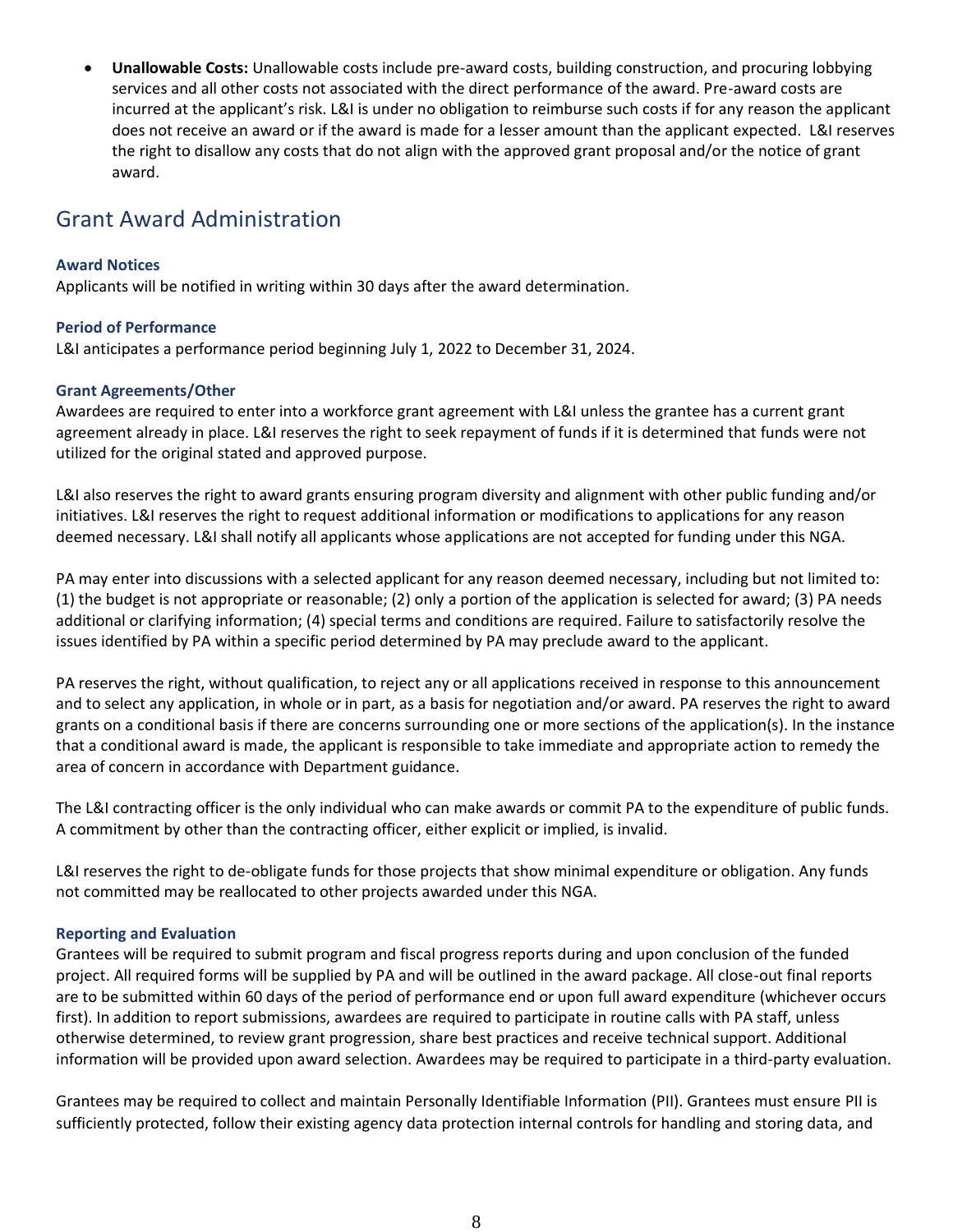- **Unallowable Costs:** Unallowable costs include pre-award costs, building construction, and procuring lobbying services and all other costs not associated with the direct performance of the award. Pre-award costs are incurred at the applicant's risk. L&I is under no obligation to reimburse such costs if for any reason the applicant does not receive an award or if the award is made for a lesser amount than the applicant expected. L&I reserves the right to disallow any costs that do not align with the approved grant proposal and/or the notice of grant award.

## Grant Award Administration

### Award Notices

Applicants will be notified in writing within 30 days after the award determination.

### Period of Performance

L&I anticipates a performance period beginning July 1, 2022 to December 31, 2024.

### Grant Agreements/Other

Awardees are required to enter into a workforce grant agreement with L&I unless the grantee has a current grant agreement already in place. L&I reserves the right to seek repayment of funds if it is determined that funds were not utilized for the original stated and approved purpose.

L&I also reserves the right to award grants ensuring program diversity and alignment with other public funding and/or initiatives. L&I reserves the right to request additional information or modifications to applications for any reason deemed necessary. L&I shall notify all applicants whose applications are not accepted for funding under this NGA.

PA may enter into discussions with a selected applicant for any reason deemed necessary, including but not limited to: (1) the budget is not appropriate or reasonable; (2) only a portion of the application is selected for award; (3) PA needs additional or clarifying information; (4) special terms and conditions are required. Failure to satisfactorily resolve the issues identified by PA within a specific period determined by PA may preclude award to the applicant.

PA reserves the right, without qualification, to reject any or all applications received in response to this announcement and to select any application, in whole or in part, as a basis for negotiation and/or award. PA reserves the right to award grants on a conditional basis if there are concerns surrounding one or more sections of the application(s). In the instance that a conditional award is made, the applicant is responsible to take immediate and appropriate action to remedy the area of concern in accordance with Department guidance.

The L&I contracting officer is the only individual who can make awards or commit PA to the expenditure of public funds. A commitment by other than the contracting officer, either explicit or implied, is invalid.

L&I reserves the right to de-obligate funds for those projects that show minimal expenditure or obligation. Any funds not committed may be reallocated to other projects awarded under this NGA.

### Reporting and Evaluation

Grantees will be required to submit program and fiscal progress reports during and upon conclusion of the funded project. All required forms will be supplied by PA and will be outlined in the award package. All close-out final reports are to be submitted within 60 days of the period of performance end or upon full award expenditure (whichever occurs first). In addition to report submissions, awardees are required to participate in routine calls with PA staff, unless otherwise determined, to review grant progression, share best practices and receive technical support. Additional information will be provided upon award selection. Awardees may be required to participate in a third-party evaluation.

Grantees may be required to collect and maintain Personally Identifiable Information (PII). Grantees must ensure PII is sufficiently protected, follow their existing agency data protection internal controls for handling and storing data, and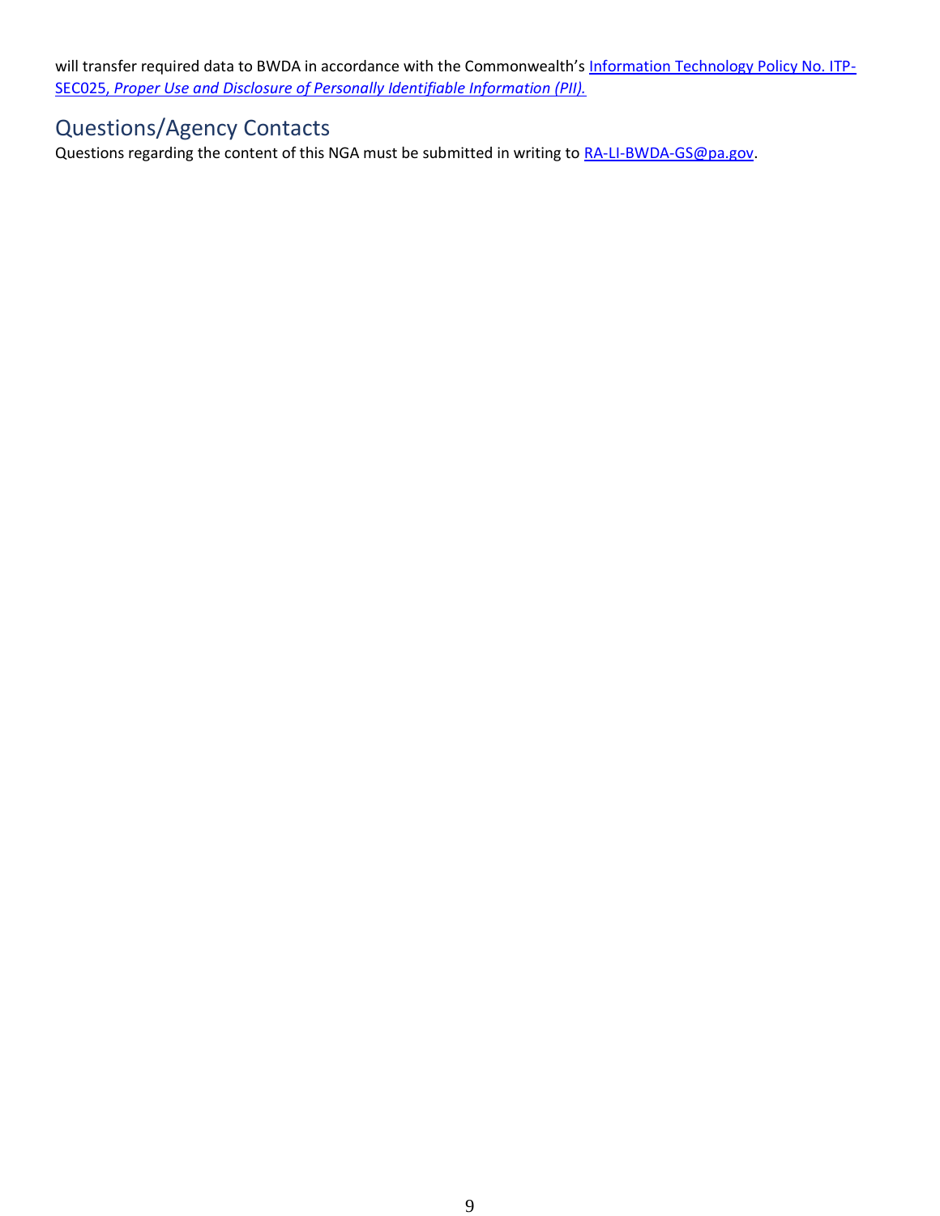will transfer required data to BWDA in accordance with the Commonwealth's [Information Technology Policy No. ITP-SEC025, *Proper Use and Disclosure of Personally Identifiable Information (PII).*]()

## Questions/Agency Contacts

Questions regarding the content of this NGA must be submitted in writing to [RA-LI-BWDA-GS@pa.gov](mailto:RA-LI-BWDA-GS@pa.gov).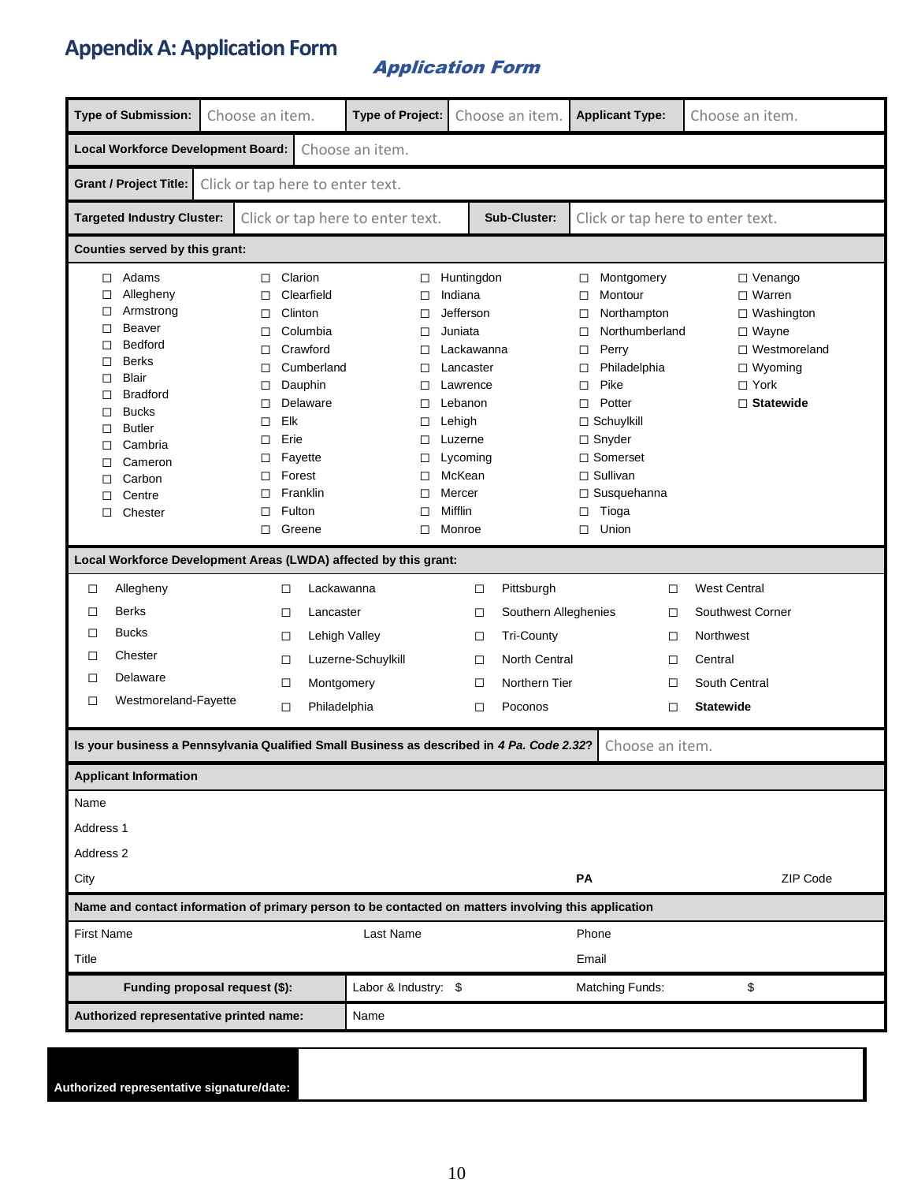# Appendix A: Application Form

## *Application Form*

| **Type of Submission:** | Choose an item. | **Type of Project:** | Choose an item. | **Applicant Type:** | Choose an item. |
|---|---|---|---|---|---|
| **Local Workforce Development Board:** | Choose an item. | | | | |
| **Grant / Project Title:** | Click or tap here to enter text. | | | | |
| **Targeted Industry Cluster:** | Click or tap here to enter text. | **Sub-Cluster:** | Click or tap here to enter text. | | |

**Counties served by this grant:**

| | | | | |
|---|---|---|---|---|
| ☐ Adams | ☐ Clarion | ☐ Huntingdon | ☐ Montgomery | ☐ Venango |
| ☐ Allegheny | ☐ Clearfield | ☐ Indiana | ☐ Montour | ☐ Warren |
| ☐ Armstrong | ☐ Clinton | ☐ Jefferson | ☐ Northampton | ☐ Washington |
| ☐ Beaver | ☐ Columbia | ☐ Juniata | ☐ Northumberland | ☐ Wayne |
| ☐ Bedford | ☐ Crawford | ☐ Lackawanna | ☐ Perry | ☐ Westmoreland |
| ☐ Berks | ☐ Cumberland | ☐ Lancaster | ☐ Philadelphia | ☐ Wyoming |
| ☐ Blair | ☐ Dauphin | ☐ Lawrence | ☐ Pike | ☐ York |
| ☐ Bradford | ☐ Delaware | ☐ Lebanon | ☐ Potter | ☐ **Statewide** |
| ☐ Bucks | ☐ Elk | ☐ Lehigh | ☐ Schuylkill | |
| ☐ Butler | ☐ Erie | ☐ Luzerne | ☐ Snyder | |
| ☐ Cambria | ☐ Fayette | ☐ Lycoming | ☐ Somerset | |
| ☐ Cameron | ☐ Forest | ☐ McKean | ☐ Sullivan | |
| ☐ Carbon | ☐ Franklin | ☐ Mercer | ☐ Susquehanna | |
| ☐ Centre | ☐ Fulton | ☐ Mifflin | ☐ Tioga | |
| ☐ Chester | ☐ Greene | ☐ Monroe | ☐ Union | |

**Local Workforce Development Areas (LWDA) affected by this grant:**

| | | | |
|---|---|---|---|
| ☐ Allegheny | ☐ Lackawanna | ☐ Pittsburgh | ☐ West Central |
| ☐ Berks | ☐ Lancaster | ☐ Southern Alleghenies | ☐ Southwest Corner |
| ☐ Bucks | ☐ Lehigh Valley | ☐ Tri-County | ☐ Northwest |
| ☐ Chester | ☐ Luzerne-Schuylkill | ☐ North Central | ☐ Central |
| ☐ Delaware | ☐ Montgomery | ☐ Northern Tier | ☐ South Central |
| ☐ Westmoreland-Fayette | ☐ Philadelphia | ☐ Poconos | ☐ **Statewide** |

| **Is your business a Pennsylvania Qualified Small Business as described in *4 Pa. Code 2.32*?** | Choose an item. |
|---|---|

**Applicant Information**

| | | |
|---|---|---|
| Name | | |
| Address 1 | | |
| Address 2 | | |
| City | **PA** | ZIP Code |

**Name and contact information of primary person to be contacted on matters involving this application**

| | | |
|---|---|---|
| First Name | Last Name | Phone |
| Title | | Email |

| **Funding proposal request ($):** | Labor & Industry: $ | Matching Funds: | $ |
|---|---|---|---|
| **Authorized representative printed name:** | Name | | |

| **Authorized representative signature/date:** | |
|---|---|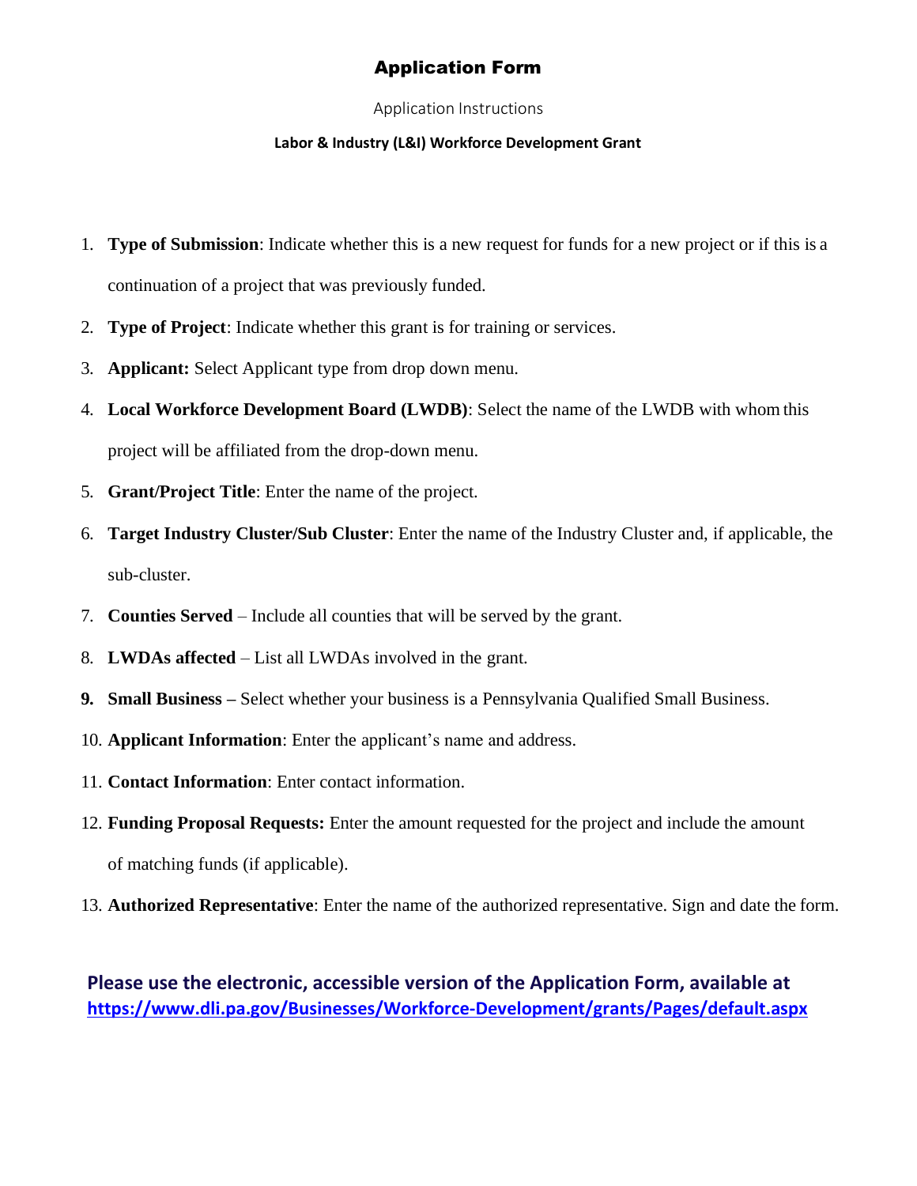# Application Form

Application Instructions

**Labor & Industry (L&I) Workforce Development Grant**

1. **Type of Submission**: Indicate whether this is a new request for funds for a new project or if this is a continuation of a project that was previously funded.
2. **Type of Project**: Indicate whether this grant is for training or services.
3. **Applicant:** Select Applicant type from drop down menu.
4. **Local Workforce Development Board (LWDB)**: Select the name of the LWDB with whom this project will be affiliated from the drop-down menu.
5. **Grant/Project Title**: Enter the name of the project.
6. **Target Industry Cluster/Sub Cluster**: Enter the name of the Industry Cluster and, if applicable, the sub-cluster.
7. **Counties Served** – Include all counties that will be served by the grant.
8. **LWDAs affected** – List all LWDAs involved in the grant.
9. **Small Business –** Select whether your business is a Pennsylvania Qualified Small Business.
10. **Applicant Information**: Enter the applicant's name and address.
11. **Contact Information**: Enter contact information.
12. **Funding Proposal Requests:** Enter the amount requested for the project and include the amount of matching funds (if applicable).
13. **Authorized Representative**: Enter the name of the authorized representative. Sign and date the form.

**Please use the electronic, accessible version of the Application Form, available at https://www.dli.pa.gov/Businesses/Workforce-Development/grants/Pages/default.aspx**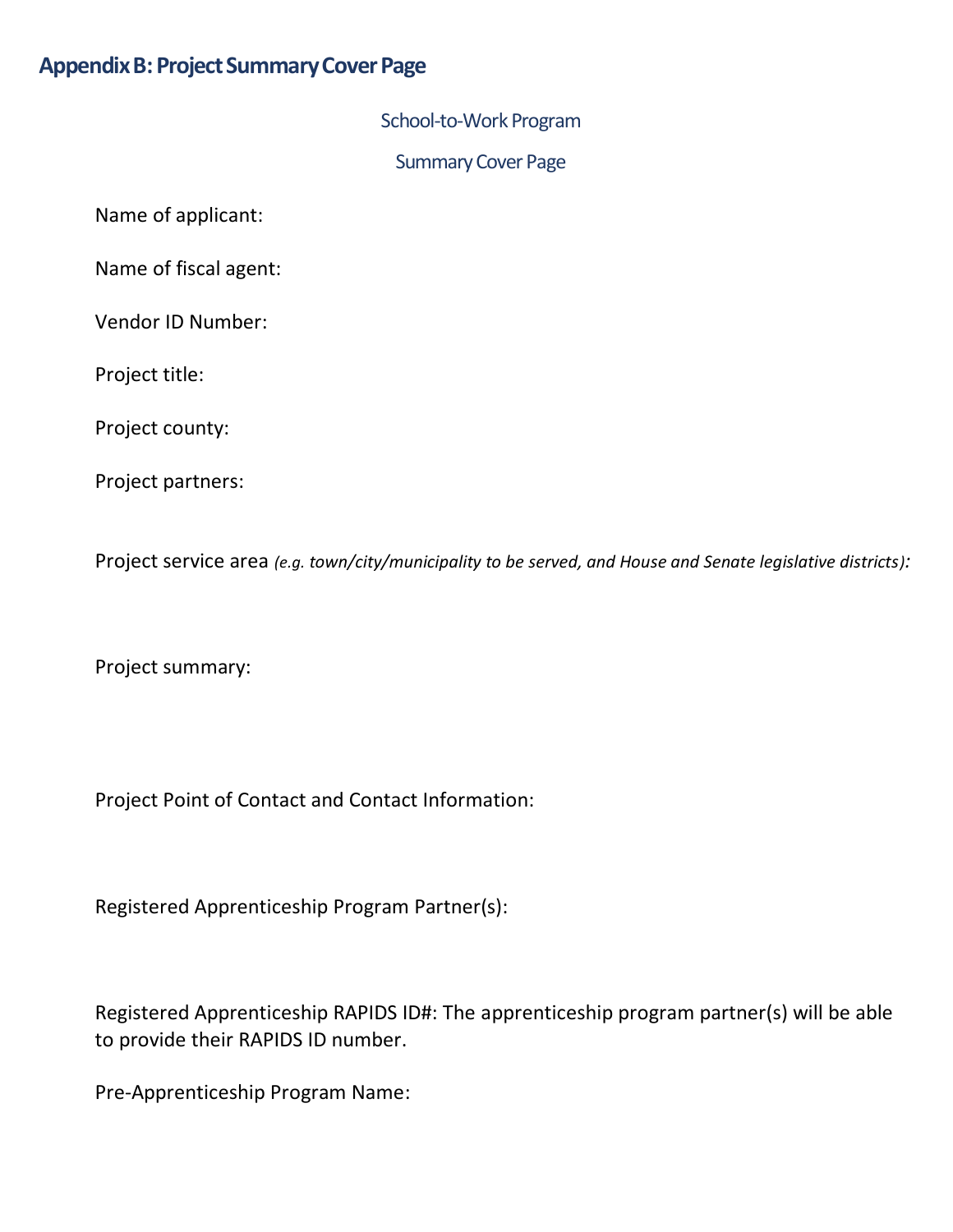## Appendix B: Project Summary Cover Page

School-to-Work Program

Summary Cover Page

Name of applicant:

Name of fiscal agent:

Vendor ID Number:

Project title:

Project county:

Project partners:

Project service area *(e.g. town/city/municipality to be served, and House and Senate legislative districts):*

Project summary:

Project Point of Contact and Contact Information:

Registered Apprenticeship Program Partner(s):

Registered Apprenticeship RAPIDS ID#: The apprenticeship program partner(s) will be able to provide their RAPIDS ID number.

Pre-Apprenticeship Program Name: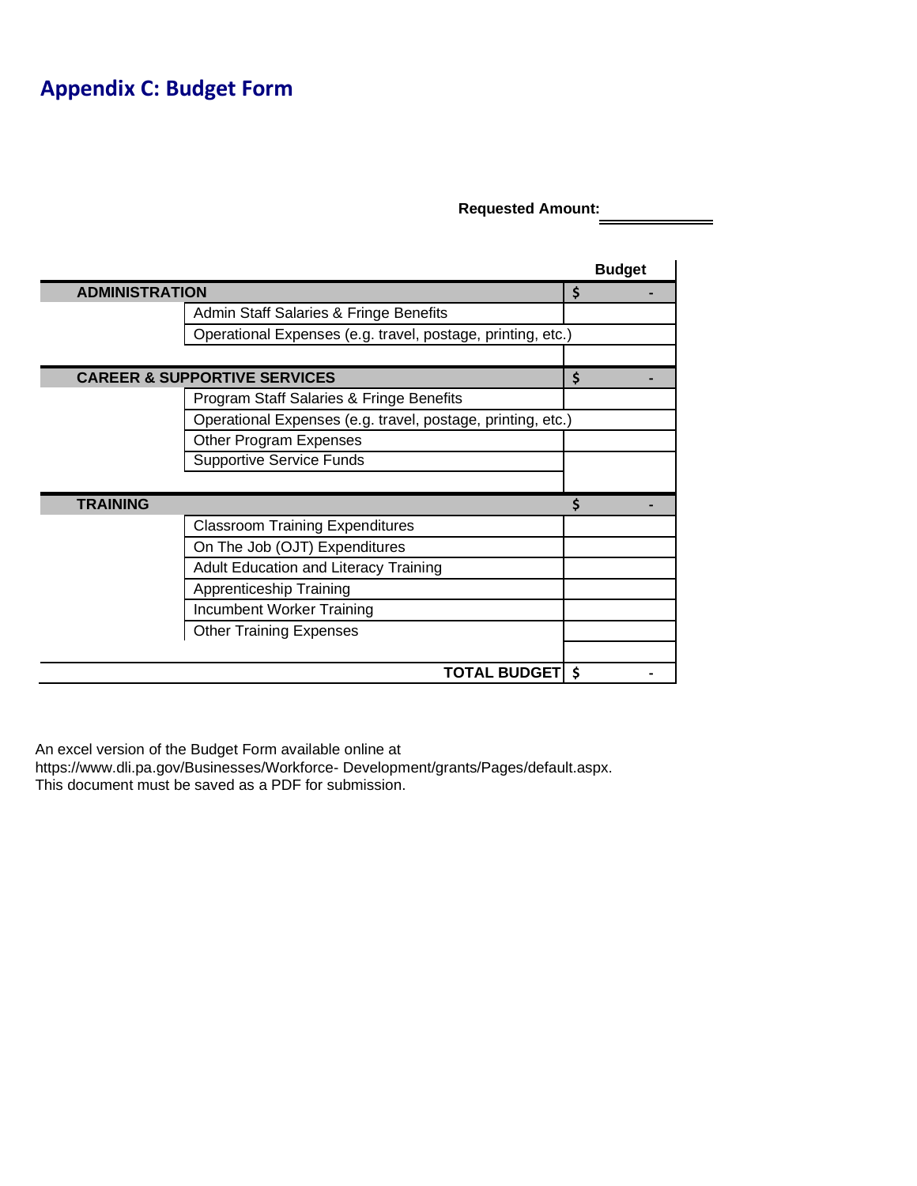## Appendix C: Budget Form

**Requested Amount:** ____________

| | | Budget |
|---|---|---|
| **ADMINISTRATION** | | $ - |
| | Admin Staff Salaries & Fringe Benefits | |
| | Operational Expenses (e.g. travel, postage, printing, etc.) | |
| | | |
| **CAREER & SUPPORTIVE SERVICES** | | $ - |
| | Program Staff Salaries & Fringe Benefits | |
| | Operational Expenses (e.g. travel, postage, printing, etc.) | |
| | Other Program Expenses | |
| | Supportive Service Funds | |
| | | |
| **TRAINING** | | $ - |
| | Classroom Training Expenditures | |
| | On The Job (OJT) Expenditures | |
| | Adult Education and Literacy Training | |
| | Apprenticeship Training | |
| | Incumbent Worker Training | |
| | Other Training Expenses | |
| | | |
| | **TOTAL BUDGET** | $ - |

An excel version of the Budget Form available online at https://www.dli.pa.gov/Businesses/Workforce- Development/grants/Pages/default.aspx. This document must be saved as a PDF for submission.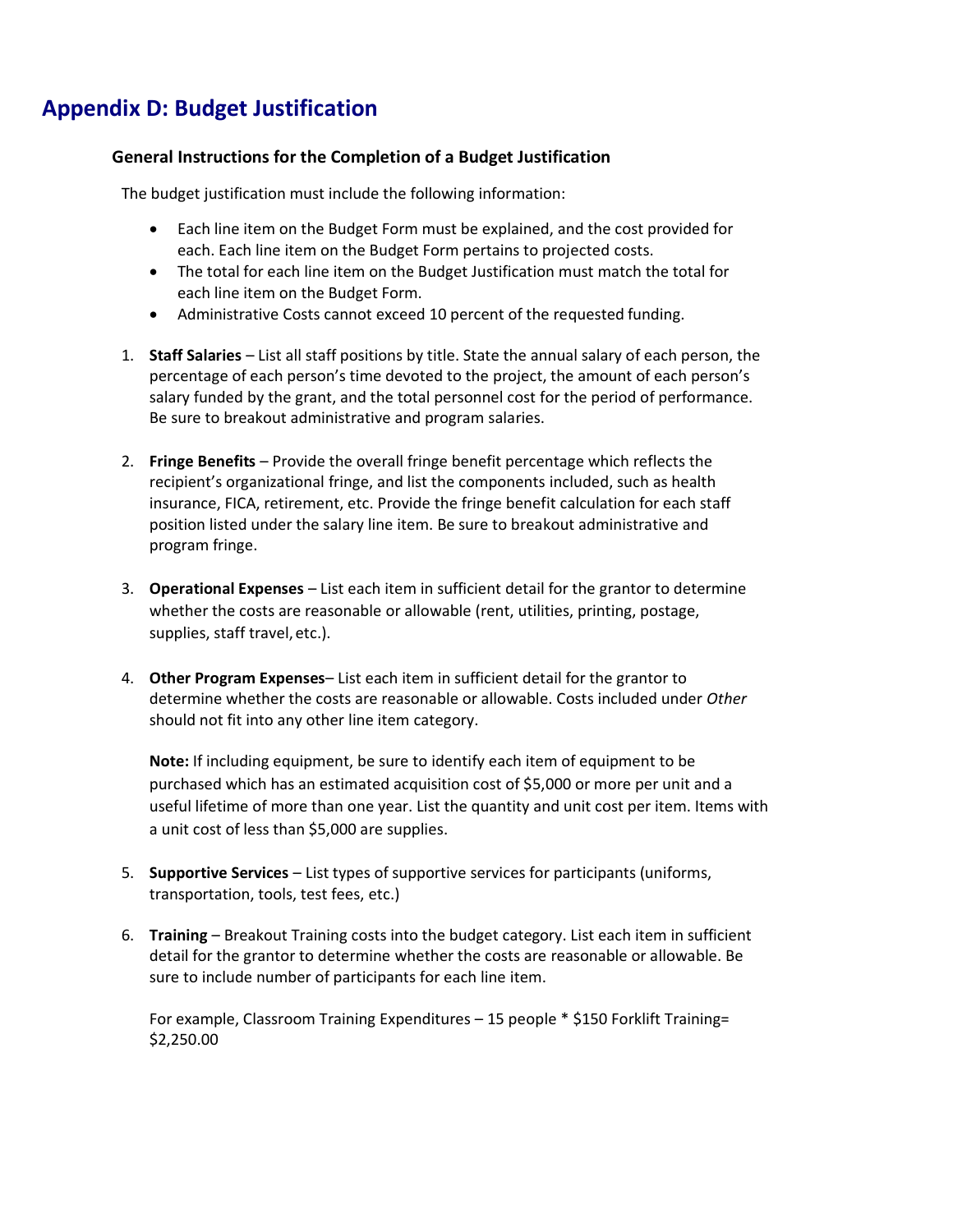# Appendix D: Budget Justification

### General Instructions for the Completion of a Budget Justification

The budget justification must include the following information:

- Each line item on the Budget Form must be explained, and the cost provided for each. Each line item on the Budget Form pertains to projected costs.
- The total for each line item on the Budget Justification must match the total for each line item on the Budget Form.
- Administrative Costs cannot exceed 10 percent of the requested funding.

1. **Staff Salaries** – List all staff positions by title. State the annual salary of each person, the percentage of each person's time devoted to the project, the amount of each person's salary funded by the grant, and the total personnel cost for the period of performance. Be sure to breakout administrative and program salaries.

2. **Fringe Benefits** – Provide the overall fringe benefit percentage which reflects the recipient's organizational fringe, and list the components included, such as health insurance, FICA, retirement, etc. Provide the fringe benefit calculation for each staff position listed under the salary line item. Be sure to breakout administrative and program fringe.

3. **Operational Expenses** – List each item in sufficient detail for the grantor to determine whether the costs are reasonable or allowable (rent, utilities, printing, postage, supplies, staff travel, etc.).

4. **Other Program Expenses**– List each item in sufficient detail for the grantor to determine whether the costs are reasonable or allowable. Costs included under *Other* should not fit into any other line item category.

   **Note:** If including equipment, be sure to identify each item of equipment to be purchased which has an estimated acquisition cost of $5,000 or more per unit and a useful lifetime of more than one year. List the quantity and unit cost per item. Items with a unit cost of less than $5,000 are supplies.

5. **Supportive Services** – List types of supportive services for participants (uniforms, transportation, tools, test fees, etc.)

6. **Training** – Breakout Training costs into the budget category. List each item in sufficient detail for the grantor to determine whether the costs are reasonable or allowable. Be sure to include number of participants for each line item.

   For example, Classroom Training Expenditures – 15 people * $150 Forklift Training= $2,250.00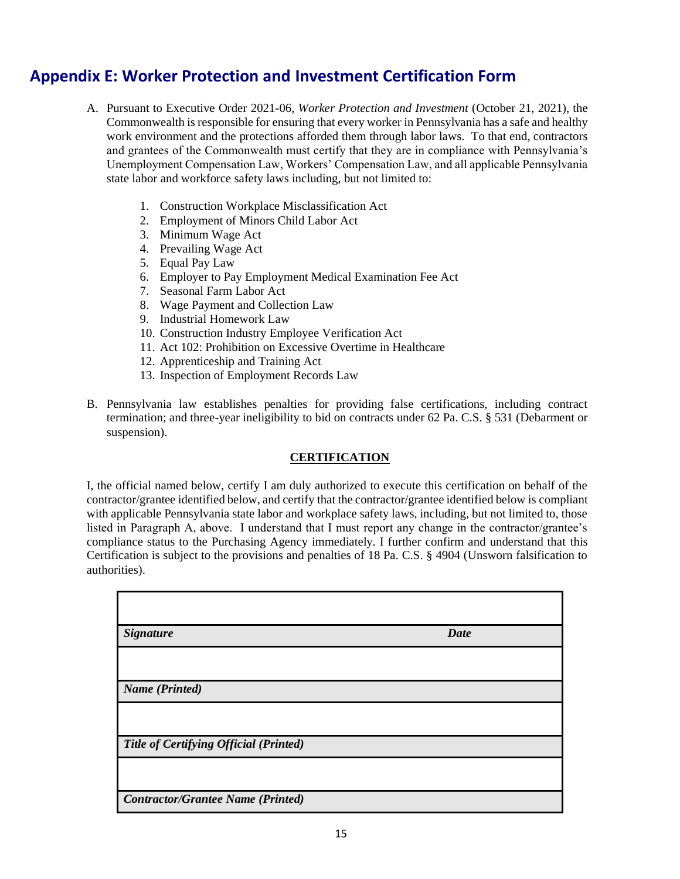## Appendix E: Worker Protection and Investment Certification Form

A. Pursuant to Executive Order 2021-06, *Worker Protection and Investment* (October 21, 2021), the Commonwealth is responsible for ensuring that every worker in Pennsylvania has a safe and healthy work environment and the protections afforded them through labor laws. To that end, contractors and grantees of the Commonwealth must certify that they are in compliance with Pennsylvania's Unemployment Compensation Law, Workers' Compensation Law, and all applicable Pennsylvania state labor and workforce safety laws including, but not limited to:

1. Construction Workplace Misclassification Act
2. Employment of Minors Child Labor Act
3. Minimum Wage Act
4. Prevailing Wage Act
5. Equal Pay Law
6. Employer to Pay Employment Medical Examination Fee Act
7. Seasonal Farm Labor Act
8. Wage Payment and Collection Law
9. Industrial Homework Law
10. Construction Industry Employee Verification Act
11. Act 102: Prohibition on Excessive Overtime in Healthcare
12. Apprenticeship and Training Act
13. Inspection of Employment Records Law

B. Pennsylvania law establishes penalties for providing false certifications, including contract termination; and three-year ineligibility to bid on contracts under 62 Pa. C.S. § 531 (Debarment or suspension).

**CERTIFICATION**

I, the official named below, certify I am duly authorized to execute this certification on behalf of the contractor/grantee identified below, and certify that the contractor/grantee identified below is compliant with applicable Pennsylvania state labor and workplace safety laws, including, but not limited to, those listed in Paragraph A, above. I understand that I must report any change in the contractor/grantee's compliance status to the Purchasing Agency immediately. I further confirm and understand that this Certification is subject to the provisions and penalties of 18 Pa. C.S. § 4904 (Unsworn falsification to authorities).

| | |
|---|---|
| | |
| ***Signature*** | ***Date*** |
| | |
| ***Name (Printed)*** | |
| | |
| ***Title of Certifying Official (Printed)*** | |
| | |
| ***Contractor/Grantee Name (Printed)*** | |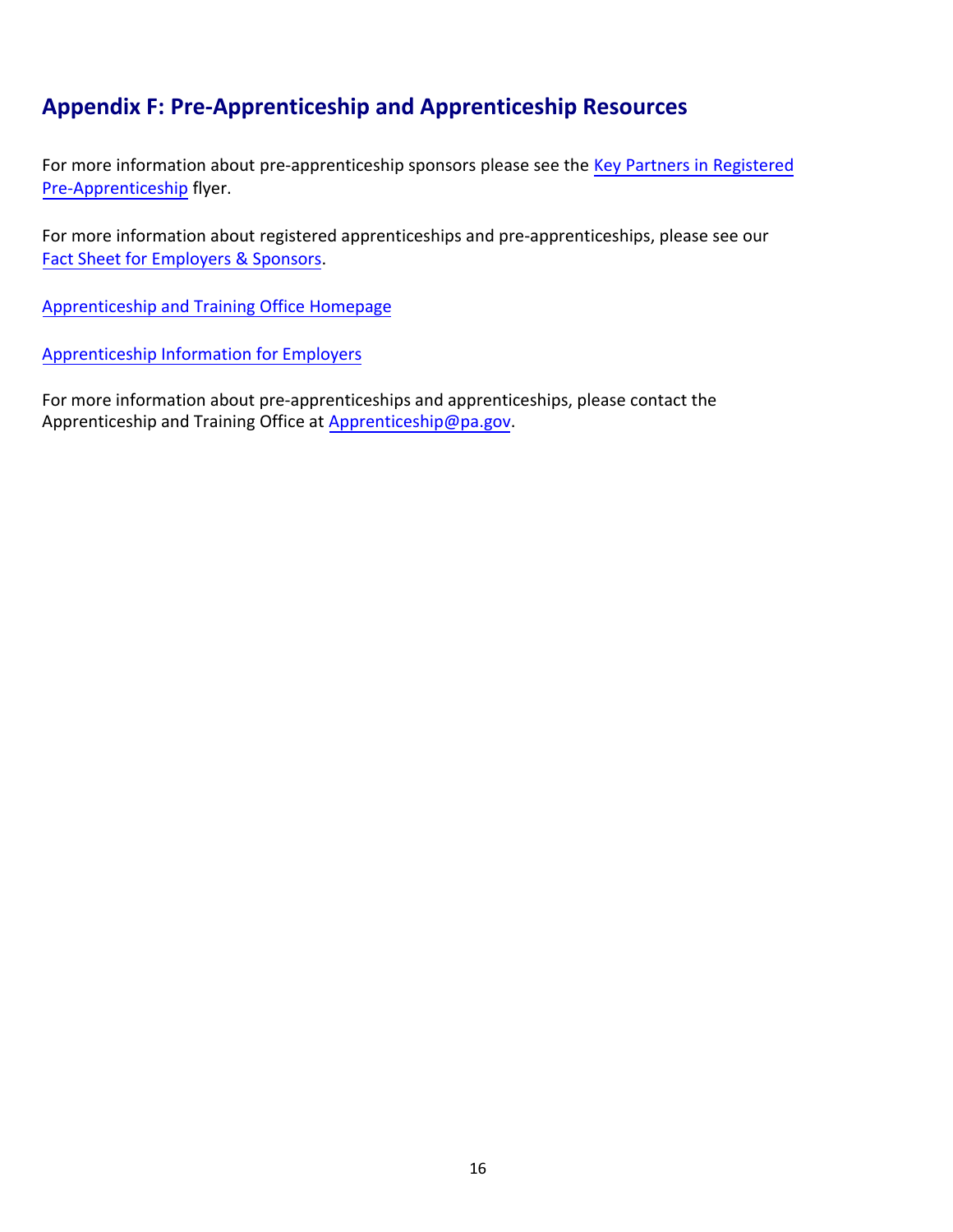## Appendix F: Pre-Apprenticeship and Apprenticeship Resources

For more information about pre-apprenticeship sponsors please see the Key Partners in Registered Pre-Apprenticeship flyer.

For more information about registered apprenticeships and pre-apprenticeships, please see our Fact Sheet for Employers & Sponsors.

Apprenticeship and Training Office Homepage

Apprenticeship Information for Employers

For more information about pre-apprenticeships and apprenticeships, please contact the Apprenticeship and Training Office at Apprenticeship@pa.gov.